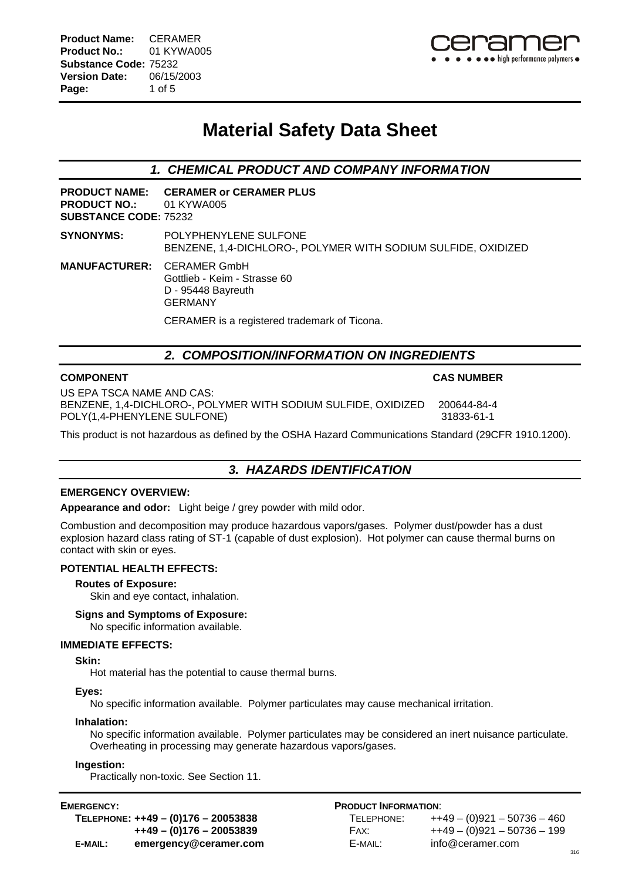# Material Safety Data Sheet

## 1. CHEMICAL PRODUCT AND COMPANY INFORMATION

**PRODUCT NAME:** **CERAMER or CERAMER PLUS**
**PRODUCT NO.:** 01 KYWA005
**SUBSTANCE CODE:** 75232

**SYNONYMS:** POLYPHENYLENE SULFONE
BENZENE, 1,4-DICHLORO-, POLYMER WITH SODIUM SULFIDE, OXIDIZED

**MANUFACTURER:** CERAMER GmbH
Gottlieb - Keim - Strasse 60
D - 95448 Bayreuth
GERMANY

CERAMER is a registered trademark of Ticona.

## 2. COMPOSITION/INFORMATION ON INGREDIENTS

| COMPONENT | CAS NUMBER |
|---|---|
| US EPA TSCA NAME AND CAS: | |
| BENZENE, 1,4-DICHLORO-, POLYMER WITH SODIUM SULFIDE, OXIDIZED | 200644-84-4 |
| POLY(1,4-PHENYLENE SULFONE) | 31833-61-1 |

This product is not hazardous as defined by the OSHA Hazard Communications Standard (29CFR 1910.1200).

## 3. HAZARDS IDENTIFICATION

**EMERGENCY OVERVIEW:**

**Appearance and odor:** Light beige / grey powder with mild odor.

Combustion and decomposition may produce hazardous vapors/gases. Polymer dust/powder has a dust explosion hazard class rating of ST-1 (capable of dust explosion). Hot polymer can cause thermal burns on contact with skin or eyes.

**POTENTIAL HEALTH EFFECTS:**

**Routes of Exposure:**
Skin and eye contact, inhalation.

**Signs and Symptoms of Exposure:**
No specific information available.

**IMMEDIATE EFFECTS:**

**Skin:**
Hot material has the potential to cause thermal burns.

**Eyes:**
No specific information available. Polymer particulates may cause mechanical irritation.

**Inhalation:**
No specific information available. Polymer particulates may be considered an inert nuisance particulate. Overheating in processing may generate hazardous vapors/gases.

**Ingestion:**
Practically non-toxic. See Section 11.

**EMERGENCY:**
**TELEPHONE: ++49 – (0)176 – 20053838**
**++49 – (0)176 – 20053839**
**E-MAIL: emergency@ceramer.com**

**PRODUCT INFORMATION:**
TELEPHONE: ++49 – (0)921 – 50736 – 460
FAX: ++49 – (0)921 – 50736 – 199
E-MAIL: info@ceramer.com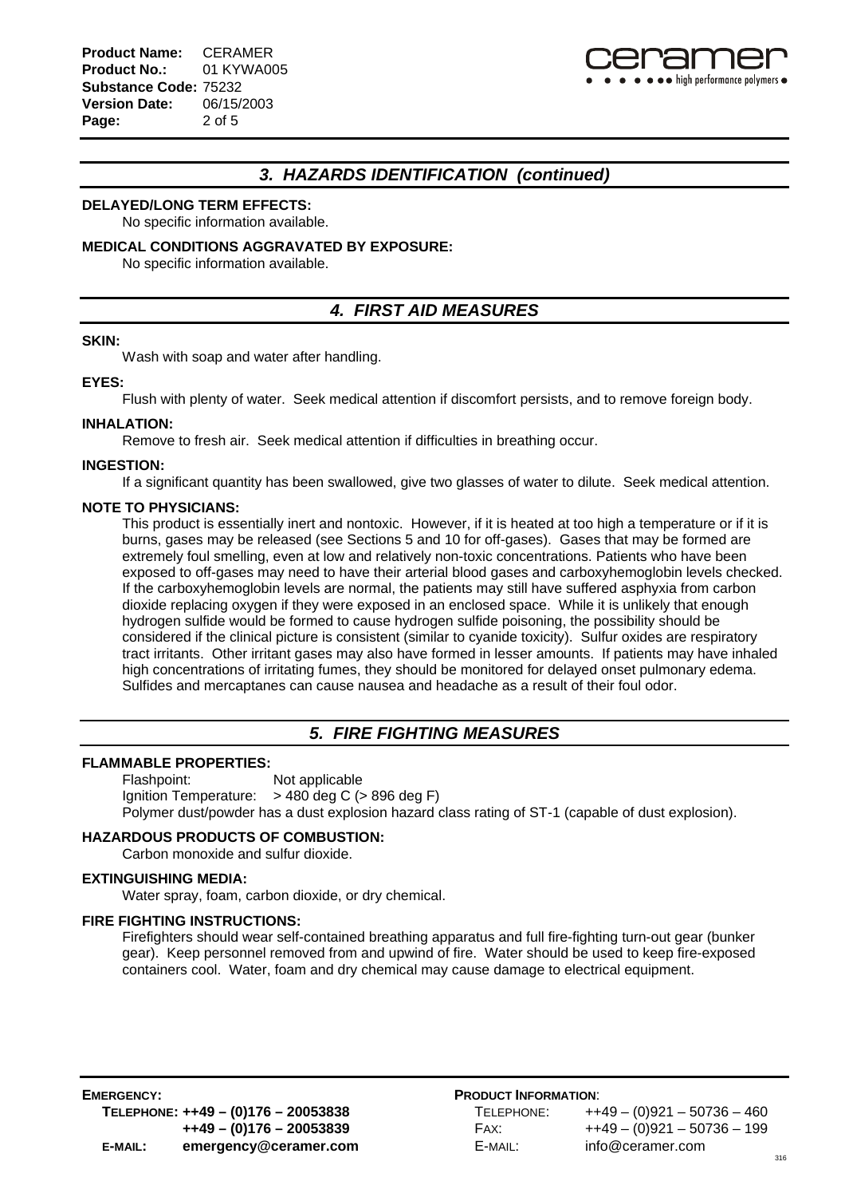## 3. HAZARDS IDENTIFICATION (continued)

**DELAYED/LONG TERM EFFECTS:**

No specific information available.

**MEDICAL CONDITIONS AGGRAVATED BY EXPOSURE:**

No specific information available.

## 4. FIRST AID MEASURES

**SKIN:**

Wash with soap and water after handling.

**EYES:**

Flush with plenty of water. Seek medical attention if discomfort persists, and to remove foreign body.

**INHALATION:**

Remove to fresh air. Seek medical attention if difficulties in breathing occur.

**INGESTION:**

If a significant quantity has been swallowed, give two glasses of water to dilute. Seek medical attention.

**NOTE TO PHYSICIANS:**

This product is essentially inert and nontoxic. However, if it is heated at too high a temperature or if it is burns, gases may be released (see Sections 5 and 10 for off-gases). Gases that may be formed are extremely foul smelling, even at low and relatively non-toxic concentrations. Patients who have been exposed to off-gases may need to have their arterial blood gases and carboxyhemoglobin levels checked. If the carboxyhemoglobin levels are normal, the patients may still have suffered asphyxia from carbon dioxide replacing oxygen if they were exposed in an enclosed space. While it is unlikely that enough hydrogen sulfide would be formed to cause hydrogen sulfide poisoning, the possibility should be considered if the clinical picture is consistent (similar to cyanide toxicity). Sulfur oxides are respiratory tract irritants. Other irritant gases may also have formed in lesser amounts. If patients may have inhaled high concentrations of irritating fumes, they should be monitored for delayed onset pulmonary edema. Sulfides and mercaptanes can cause nausea and headache as a result of their foul odor.

## 5. FIRE FIGHTING MEASURES

**FLAMMABLE PROPERTIES:**

Flashpoint: Not applicable
Ignition Temperature: > 480 deg C (> 896 deg F)
Polymer dust/powder has a dust explosion hazard class rating of ST-1 (capable of dust explosion).

**HAZARDOUS PRODUCTS OF COMBUSTION:**

Carbon monoxide and sulfur dioxide.

**EXTINGUISHING MEDIA:**

Water spray, foam, carbon dioxide, or dry chemical.

**FIRE FIGHTING INSTRUCTIONS:**

Firefighters should wear self-contained breathing apparatus and full fire-fighting turn-out gear (bunker gear). Keep personnel removed from and upwind of fire. Water should be used to keep fire-exposed containers cool. Water, foam and dry chemical may cause damage to electrical equipment.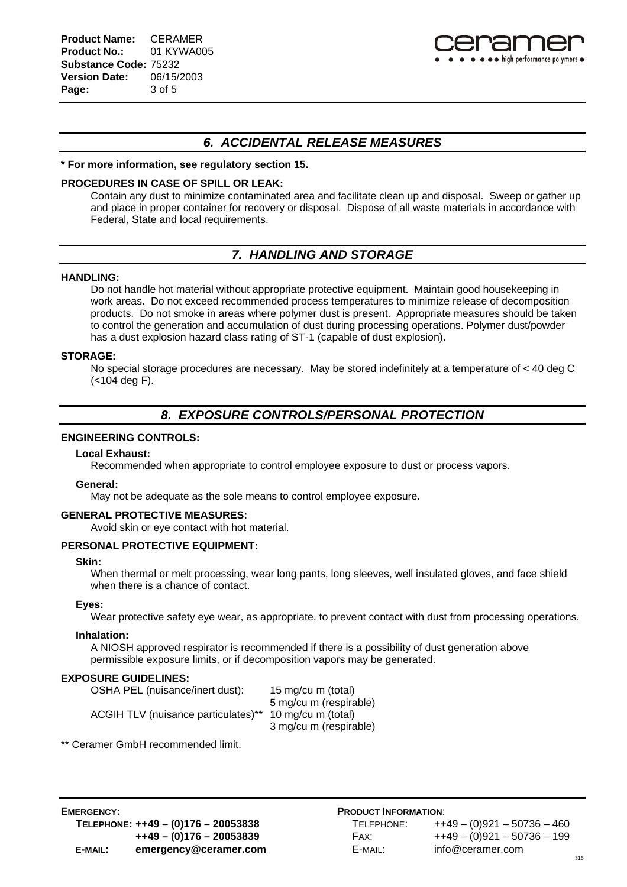## 6. ACCIDENTAL RELEASE MEASURES

**\* For more information, see regulatory section 15.**

**PROCEDURES IN CASE OF SPILL OR LEAK:**

Contain any dust to minimize contaminated area and facilitate clean up and disposal. Sweep or gather up and place in proper container for recovery or disposal. Dispose of all waste materials in accordance with Federal, State and local requirements.

## 7. HANDLING AND STORAGE

**HANDLING:**

Do not handle hot material without appropriate protective equipment. Maintain good housekeeping in work areas. Do not exceed recommended process temperatures to minimize release of decomposition products. Do not smoke in areas where polymer dust is present. Appropriate measures should be taken to control the generation and accumulation of dust during processing operations. Polymer dust/powder has a dust explosion hazard class rating of ST-1 (capable of dust explosion).

**STORAGE:**

No special storage procedures are necessary. May be stored indefinitely at a temperature of < 40 deg C (<104 deg F).

## 8. EXPOSURE CONTROLS/PERSONAL PROTECTION

**ENGINEERING CONTROLS:**

**Local Exhaust:**

Recommended when appropriate to control employee exposure to dust or process vapors.

**General:**

May not be adequate as the sole means to control employee exposure.

**GENERAL PROTECTIVE MEASURES:**

Avoid skin or eye contact with hot material.

**PERSONAL PROTECTIVE EQUIPMENT:**

**Skin:**

When thermal or melt processing, wear long pants, long sleeves, well insulated gloves, and face shield when there is a chance of contact.

**Eyes:**

Wear protective safety eye wear, as appropriate, to prevent contact with dust from processing operations.

**Inhalation:**

A NIOSH approved respirator is recommended if there is a possibility of dust generation above permissible exposure limits, or if decomposition vapors may be generated.

**EXPOSURE GUIDELINES:**

| | |
|---|---|
| OSHA PEL (nuisance/inert dust): | 15 mg/cu m (total) |
| | 5 mg/cu m (respirable) |
| ACGIH TLV (nuisance particulates)** | 10 mg/cu m (total) |
| | 3 mg/cu m (respirable) |

** Ceramer GmbH recommended limit.

**EMERGENCY:**
**TELEPHONE: ++49 – (0)176 – 20053838**
**++49 – (0)176 – 20053839**
**E-MAIL: emergency@ceramer.com**

**PRODUCT INFORMATION:**
TELEPHONE: ++49 – (0)921 – 50736 – 460
FAX: ++49 – (0)921 – 50736 – 199
E-MAIL: info@ceramer.com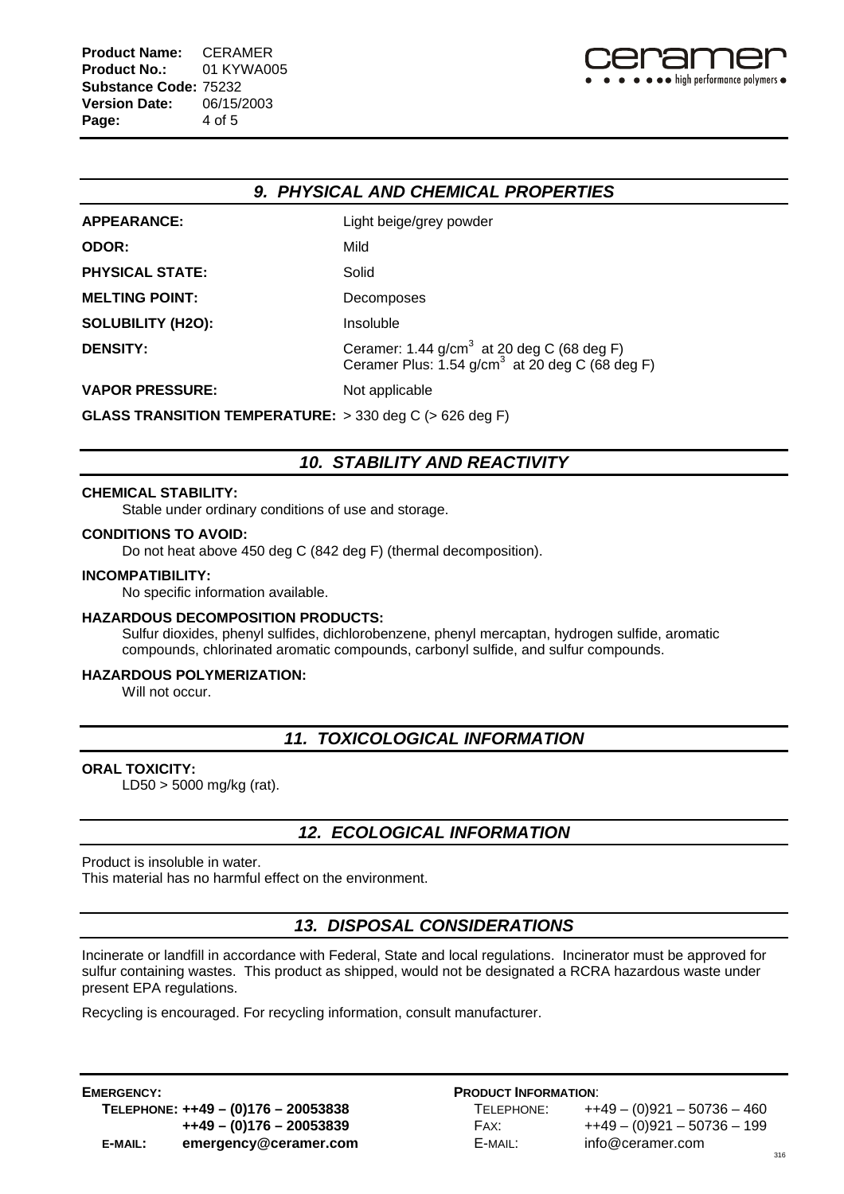## 9. PHYSICAL AND CHEMICAL PROPERTIES

| | |
|---|---|
| **APPEARANCE:** | Light beige/grey powder |
| **ODOR:** | Mild |
| **PHYSICAL STATE:** | Solid |
| **MELTING POINT:** | Decomposes |
| **SOLUBILITY (H2O):** | Insoluble |
| **DENSITY:** | Ceramer: 1.44 g/cm$^3$ at 20 deg C (68 deg F)<br>Ceramer Plus: 1.54 g/cm$^3$ at 20 deg C (68 deg F) |
| **VAPOR PRESSURE:** | Not applicable |
| **GLASS TRANSITION TEMPERATURE:** | > 330 deg C (> 626 deg F) |

## 10. STABILITY AND REACTIVITY

**CHEMICAL STABILITY:**
Stable under ordinary conditions of use and storage.

**CONDITIONS TO AVOID:**
Do not heat above 450 deg C (842 deg F) (thermal decomposition).

**INCOMPATIBILITY:**
No specific information available.

**HAZARDOUS DECOMPOSITION PRODUCTS:**
Sulfur dioxides, phenyl sulfides, dichlorobenzene, phenyl mercaptan, hydrogen sulfide, aromatic compounds, chlorinated aromatic compounds, carbonyl sulfide, and sulfur compounds.

**HAZARDOUS POLYMERIZATION:**
Will not occur.

## 11. TOXICOLOGICAL INFORMATION

**ORAL TOXICITY:**
LD50 > 5000 mg/kg (rat).

## 12. ECOLOGICAL INFORMATION

Product is insoluble in water.
This material has no harmful effect on the environment.

## 13. DISPOSAL CONSIDERATIONS

Incinerate or landfill in accordance with Federal, State and local regulations. Incinerator must be approved for sulfur containing wastes. This product as shipped, would not be designated a RCRA hazardous waste under present EPA regulations.

Recycling is encouraged. For recycling information, consult manufacturer.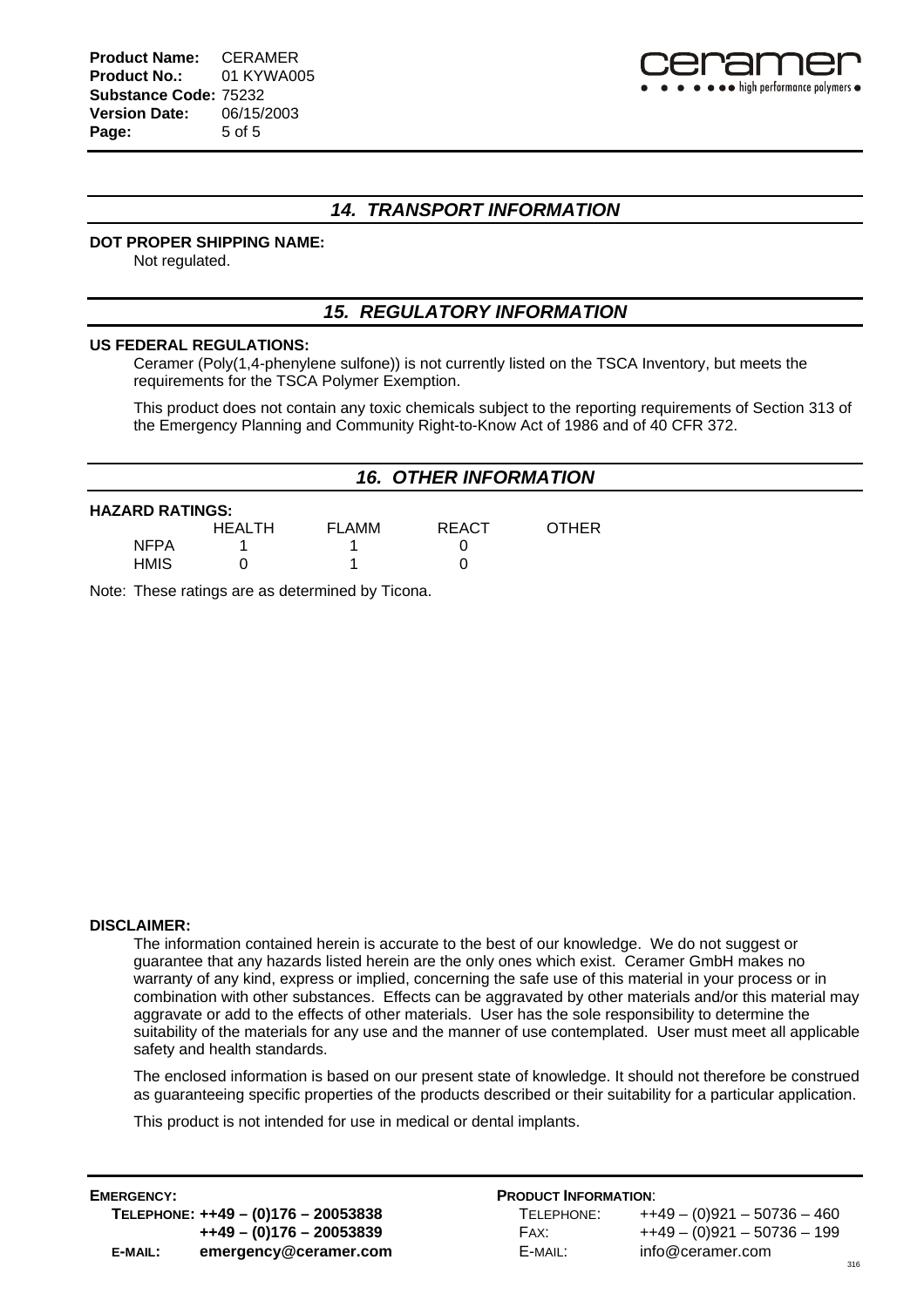## 14. TRANSPORT INFORMATION

**DOT PROPER SHIPPING NAME:**

Not regulated.

## 15. REGULATORY INFORMATION

**US FEDERAL REGULATIONS:**

Ceramer (Poly(1,4-phenylene sulfone)) is not currently listed on the TSCA Inventory, but meets the requirements for the TSCA Polymer Exemption.

This product does not contain any toxic chemicals subject to the reporting requirements of Section 313 of the Emergency Planning and Community Right-to-Know Act of 1986 and of 40 CFR 372.

## 16. OTHER INFORMATION

**HAZARD RATINGS:**

| | HEALTH | FLAMM | REACT | OTHER |
|---|---|---|---|---|
| NFPA | 1 | 1 | 0 | |
| HMIS | 0 | 1 | 0 | |

Note: These ratings are as determined by Ticona.

**DISCLAIMER:**

The information contained herein is accurate to the best of our knowledge. We do not suggest or guarantee that any hazards listed herein are the only ones which exist. Ceramer GmbH makes no warranty of any kind, express or implied, concerning the safe use of this material in your process or in combination with other substances. Effects can be aggravated by other materials and/or this material may aggravate or add to the effects of other materials. User has the sole responsibility to determine the suitability of the materials for any use and the manner of use contemplated. User must meet all applicable safety and health standards.

The enclosed information is based on our present state of knowledge. It should not therefore be construed as guaranteeing specific properties of the products described or their suitability for a particular application.

This product is not intended for use in medical or dental implants.

**EMERGENCY:**

**TELEPHONE: ++49 – (0)176 – 20053838**
**++49 – (0)176 – 20053839**
**E-MAIL: emergency@ceramer.com**

**PRODUCT INFORMATION**:

TELEPHONE: ++49 – (0)921 – 50736 – 460
FAX: ++49 – (0)921 – 50736 – 199
E-MAIL: info@ceramer.com